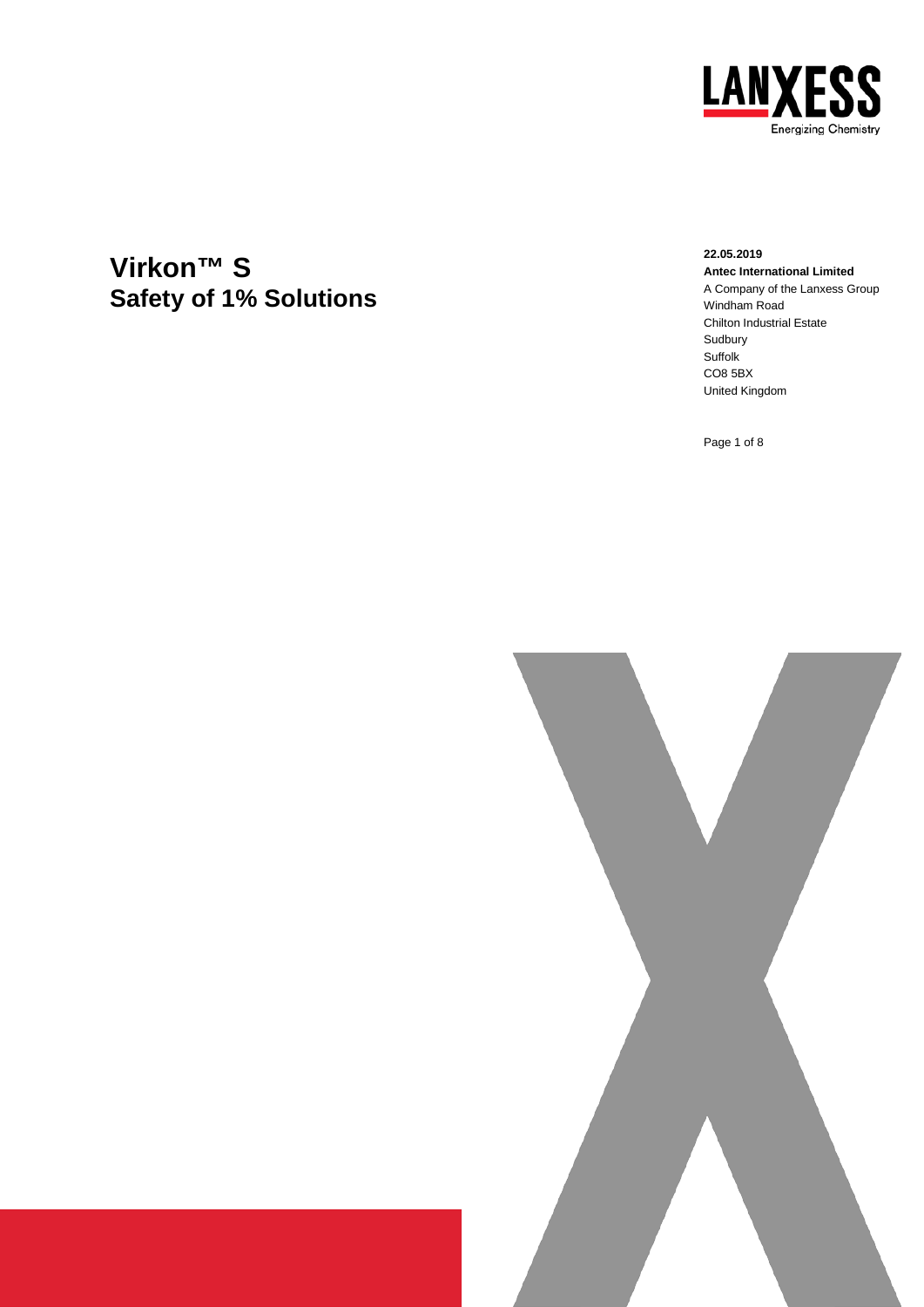# Virkon™ S
## Safety of 1% Solutions

**22.05.2019**

**Antec International Limited**
A Company of the Lanxess Group
Windham Road
Chilton Industrial Estate
Sudbury
Suffolk
CO8 5BX
United Kingdom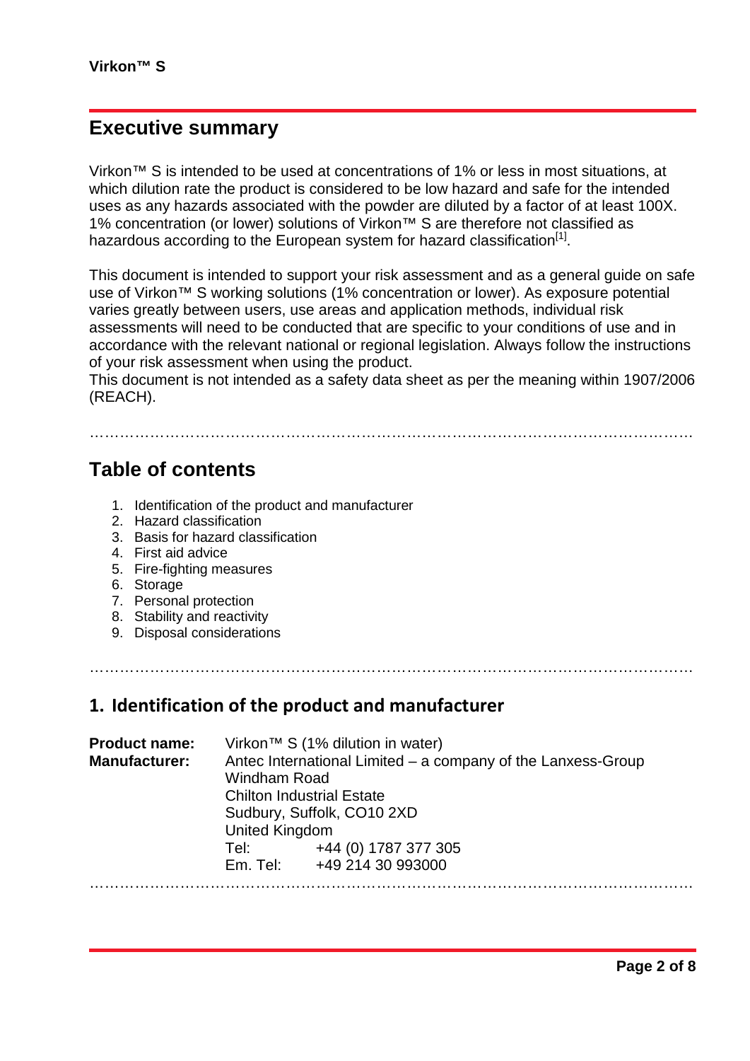## Executive summary

Virkon™ S is intended to be used at concentrations of 1% or less in most situations, at which dilution rate the product is considered to be low hazard and safe for the intended uses as any hazards associated with the powder are diluted by a factor of at least 100X. 1% concentration (or lower) solutions of Virkon™ S are therefore not classified as hazardous according to the European system for hazard classification[1].

This document is intended to support your risk assessment and as a general guide on safe use of Virkon™ S working solutions (1% concentration or lower). As exposure potential varies greatly between users, use areas and application methods, individual risk assessments will need to be conducted that are specific to your conditions of use and in accordance with the relevant national or regional legislation. Always follow the instructions of your risk assessment when using the product.

This document is not intended as a safety data sheet as per the meaning within 1907/2006 (REACH).

## Table of contents

1. Identification of the product and manufacturer
2. Hazard classification
3. Basis for hazard classification
4. First aid advice
5. Fire-fighting measures
6. Storage
7. Personal protection
8. Stability and reactivity
9. Disposal considerations

## 1. Identification of the product and manufacturer

**Product name:** Virkon™ S (1% dilution in water)

**Manufacturer:** Antec International Limited – a company of the Lanxess-Group
Windham Road
Chilton Industrial Estate
Sudbury, Suffolk, CO10 2XD
United Kingdom
Tel: +44 (0) 1787 377 305
Em. Tel: +49 214 30 993000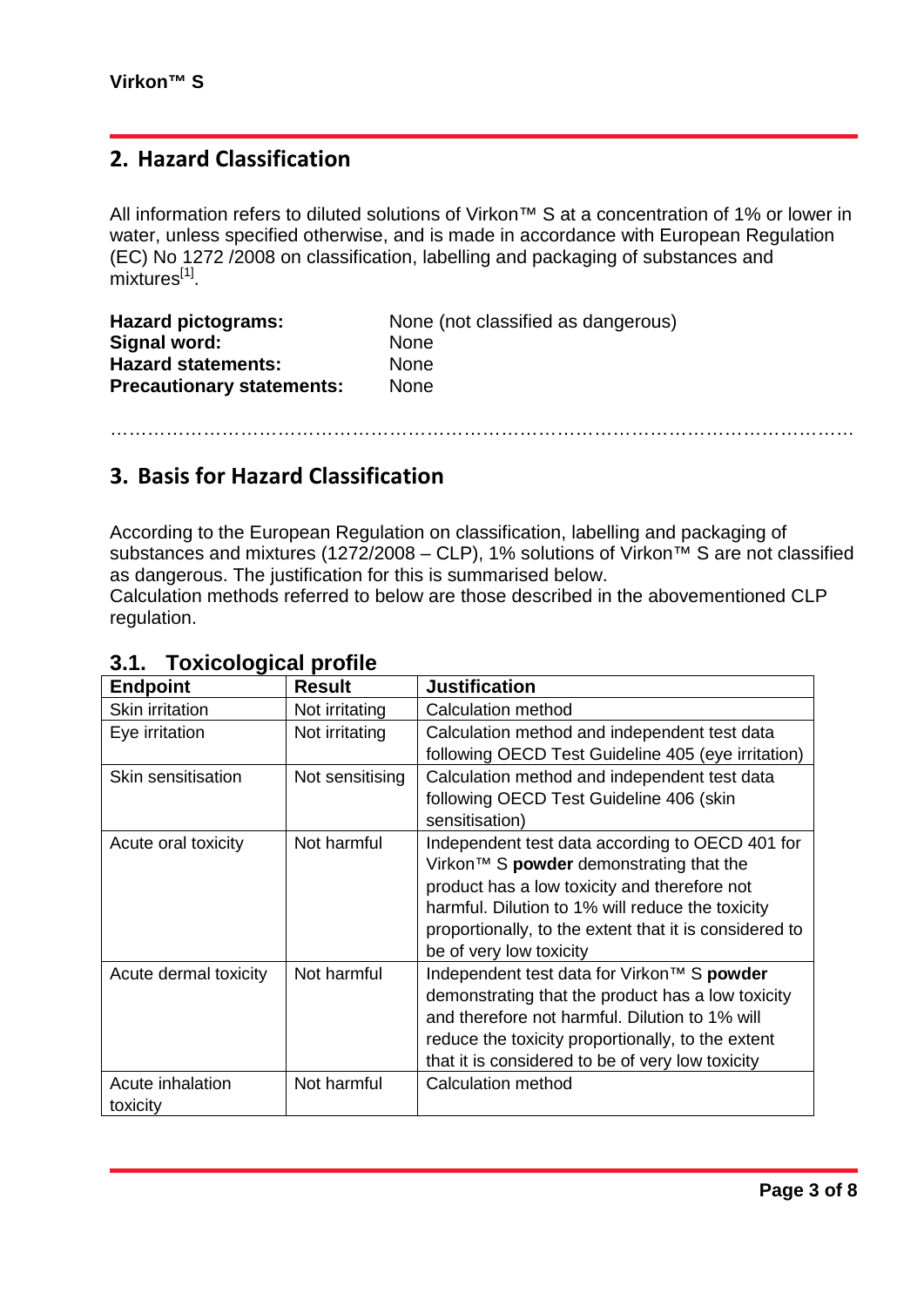## 2. Hazard Classification

All information refers to diluted solutions of Virkon™ S at a concentration of 1% or lower in water, unless specified otherwise, and is made in accordance with European Regulation (EC) No 1272 /2008 on classification, labelling and packaging of substances and mixtures[1].

**Hazard pictograms:** None (not classified as dangerous)
**Signal word:** None
**Hazard statements:** None
**Precautionary statements:** None

…………………………………………………………………………………………………………

## 3. Basis for Hazard Classification

According to the European Regulation on classification, labelling and packaging of substances and mixtures (1272/2008 – CLP), 1% solutions of Virkon™ S are not classified as dangerous. The justification for this is summarised below.
Calculation methods referred to below are those described in the abovementioned CLP regulation.

### 3.1. Toxicological profile

| Endpoint | Result | Justification |
|---|---|---|
| Skin irritation | Not irritating | Calculation method |
| Eye irritation | Not irritating | Calculation method and independent test data following OECD Test Guideline 405 (eye irritation) |
| Skin sensitisation | Not sensitising | Calculation method and independent test data following OECD Test Guideline 406 (skin sensitisation) |
| Acute oral toxicity | Not harmful | Independent test data according to OECD 401 for Virkon™ S **powder** demonstrating that the product has a low toxicity and therefore not harmful. Dilution to 1% will reduce the toxicity proportionally, to the extent that it is considered to be of very low toxicity |
| Acute dermal toxicity | Not harmful | Independent test data for Virkon™ S **powder** demonstrating that the product has a low toxicity and therefore not harmful. Dilution to 1% will reduce the toxicity proportionally, to the extent that it is considered to be of very low toxicity |
| Acute inhalation toxicity | Not harmful | Calculation method |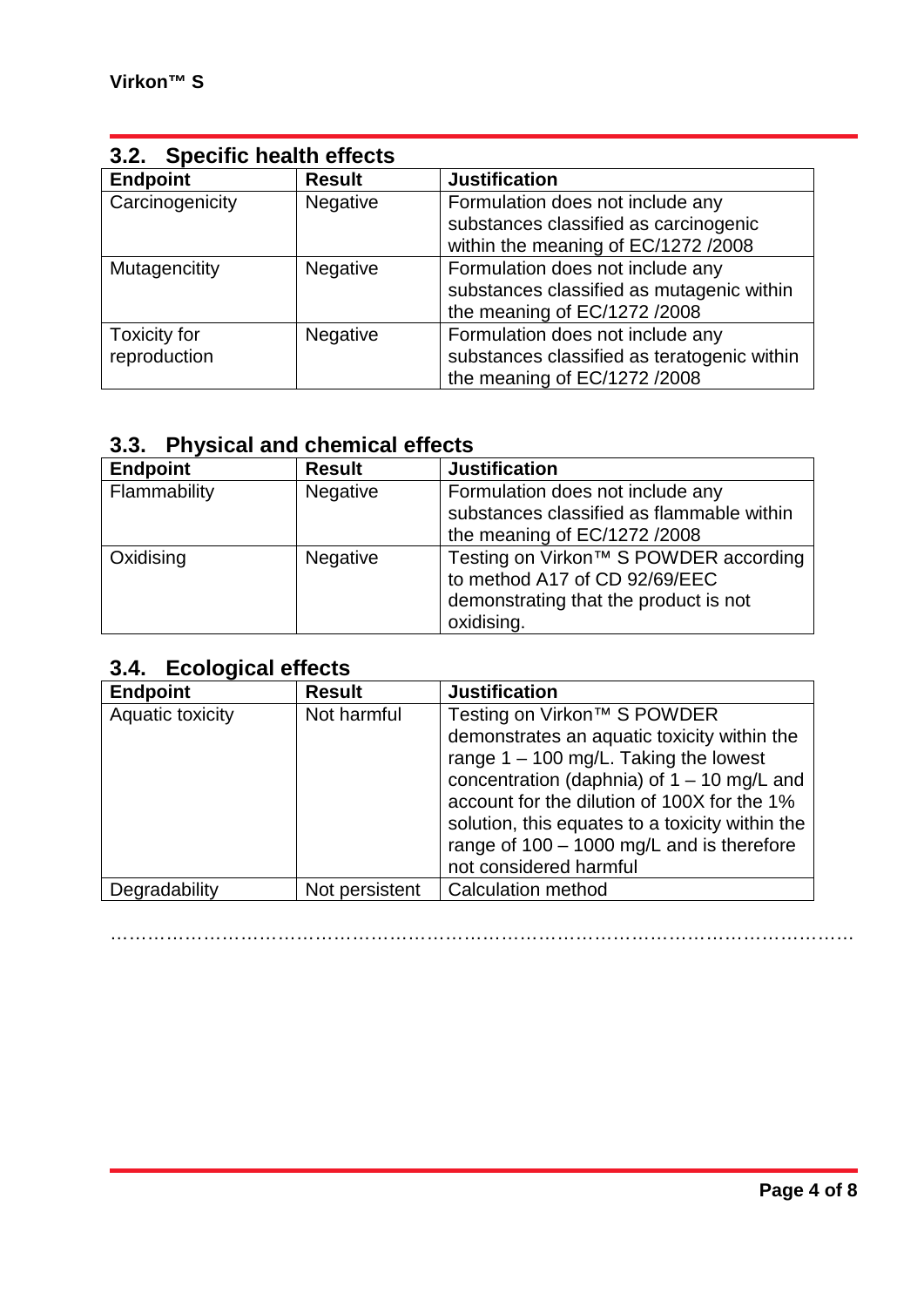## 3.2. Specific health effects

| Endpoint | Result | Justification |
|---|---|---|
| Carcinogenicity | Negative | Formulation does not include any substances classified as carcinogenic within the meaning of EC/1272 /2008 |
| Mutagencitity | Negative | Formulation does not include any substances classified as mutagenic within the meaning of EC/1272 /2008 |
| Toxicity for reproduction | Negative | Formulation does not include any substances classified as teratogenic within the meaning of EC/1272 /2008 |

## 3.3. Physical and chemical effects

| Endpoint | Result | Justification |
|---|---|---|
| Flammability | Negative | Formulation does not include any substances classified as flammable within the meaning of EC/1272 /2008 |
| Oxidising | Negative | Testing on Virkon™ S POWDER according to method A17 of CD 92/69/EEC demonstrating that the product is not oxidising. |

## 3.4. Ecological effects

| Endpoint | Result | Justification |
|---|---|---|
| Aquatic toxicity | Not harmful | Testing on Virkon™ S POWDER demonstrates an aquatic toxicity within the range 1 – 100 mg/L. Taking the lowest concentration (daphnia) of 1 – 10 mg/L and account for the dilution of 100X for the 1% solution, this equates to a toxicity within the range of 100 – 1000 mg/L and is therefore not considered harmful |
| Degradability | Not persistent | Calculation method |

…………………………………………………………………………………………………………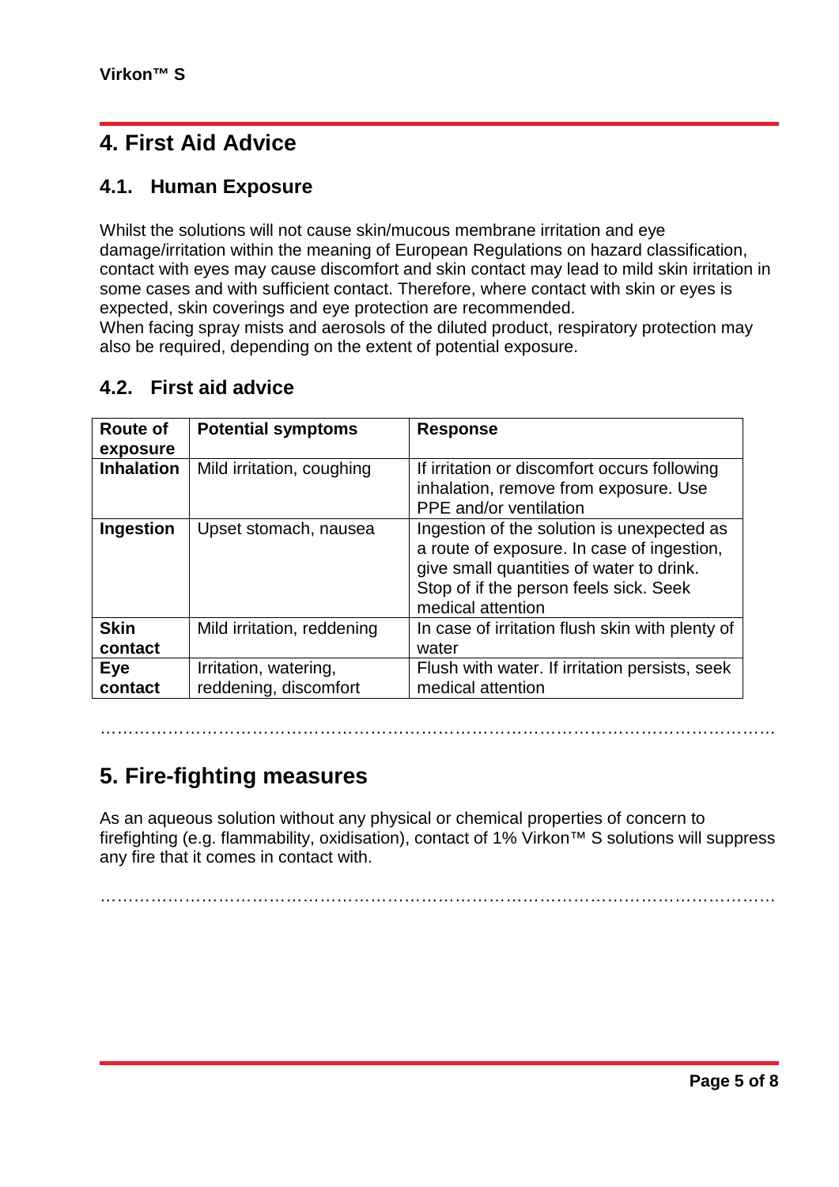# 4. First Aid Advice

## 4.1. Human Exposure

Whilst the solutions will not cause skin/mucous membrane irritation and eye damage/irritation within the meaning of European Regulations on hazard classification, contact with eyes may cause discomfort and skin contact may lead to mild skin irritation in some cases and with sufficient contact. Therefore, where contact with skin or eyes is expected, skin coverings and eye protection are recommended.
When facing spray mists and aerosols of the diluted product, respiratory protection may also be required, depending on the extent of potential exposure.

## 4.2. First aid advice

| Route of exposure | Potential symptoms | Response |
|---|---|---|
| **Inhalation** | Mild irritation, coughing | If irritation or discomfort occurs following inhalation, remove from exposure. Use PPE and/or ventilation |
| **Ingestion** | Upset stomach, nausea | Ingestion of the solution is unexpected as a route of exposure. In case of ingestion, give small quantities of water to drink. Stop of if the person feels sick. Seek medical attention |
| **Skin contact** | Mild irritation, reddening | In case of irritation flush skin with plenty of water |
| **Eye contact** | Irritation, watering, reddening, discomfort | Flush with water. If irritation persists, seek medical attention |

…………………………………………………………………………………………………………

# 5. Fire-fighting measures

As an aqueous solution without any physical or chemical properties of concern to firefighting (e.g. flammability, oxidisation), contact of 1% Virkon™ S solutions will suppress any fire that it comes in contact with.

…………………………………………………………………………………………………………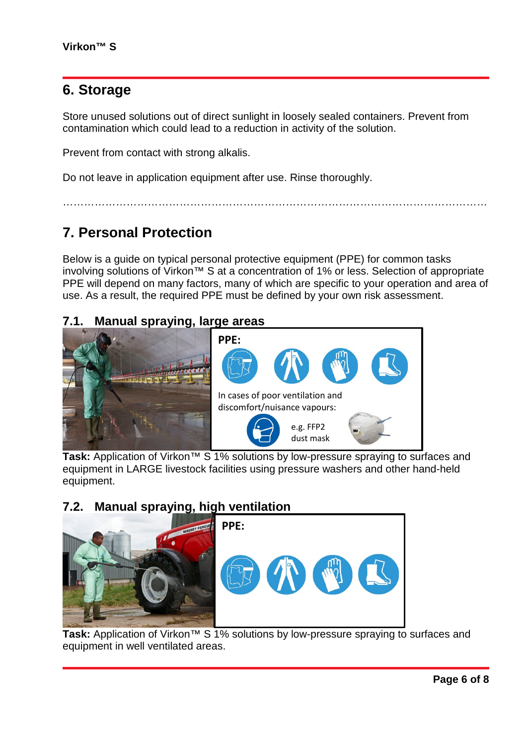## 6. Storage

Store unused solutions out of direct sunlight in loosely sealed containers. Prevent from contamination which could lead to a reduction in activity of the solution.

Prevent from contact with strong alkalis.

Do not leave in application equipment after use. Rinse thoroughly.

………………………………………………………………………………………………………

## 7. Personal Protection

Below is a guide on typical personal protective equipment (PPE) for common tasks involving solutions of Virkon™ S at a concentration of 1% or less. Selection of appropriate PPE will depend on many factors, many of which are specific to your operation and area of use. As a result, the required PPE must be defined by your own risk assessment.

### 7.1. Manual spraying, large areas

**PPE:**

In cases of poor ventilation and discomfort/nuisance vapours:

e.g. FFP2 dust mask

**Task:** Application of Virkon™ S 1% solutions by low-pressure spraying to surfaces and equipment in LARGE livestock facilities using pressure washers and other hand-held equipment.

### 7.2. Manual spraying, high ventilation

**PPE:**

**Task:** Application of Virkon™ S 1% solutions by low-pressure spraying to surfaces and equipment in well ventilated areas.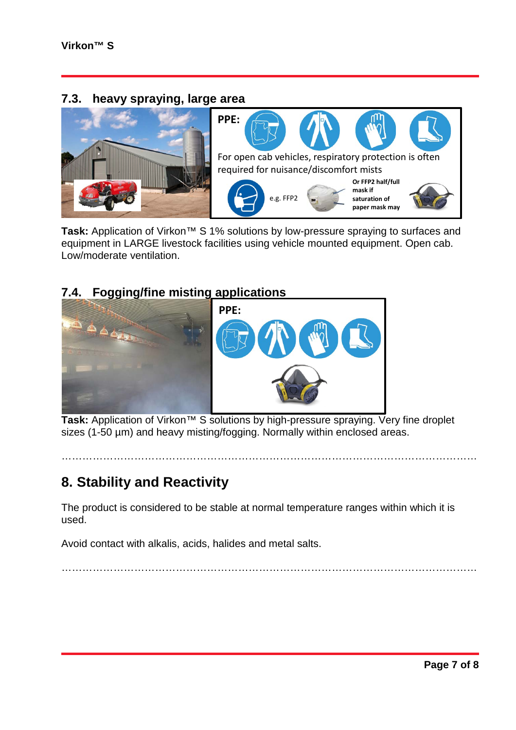## 7.3. heavy spraying, large area

**PPE:**

For open cab vehicles, respiratory protection is often required for nuisance/discomfort mists

e.g. FFP2

**Or FFP2 half/full mask if saturation of paper mask may**

**Task:** Application of Virkon™ S 1% solutions by low-pressure spraying to surfaces and equipment in LARGE livestock facilities using vehicle mounted equipment. Open cab. Low/moderate ventilation.

## 7.4. Fogging/fine misting applications

**PPE:**

**Task:** Application of Virkon™ S solutions by high-pressure spraying. Very fine droplet sizes (1-50 µm) and heavy misting/fogging. Normally within enclosed areas.

……………………………………………………………………………………………………

# 8. Stability and Reactivity

The product is considered to be stable at normal temperature ranges within which it is used.

Avoid contact with alkalis, acids, halides and metal salts.

……………………………………………………………………………………………………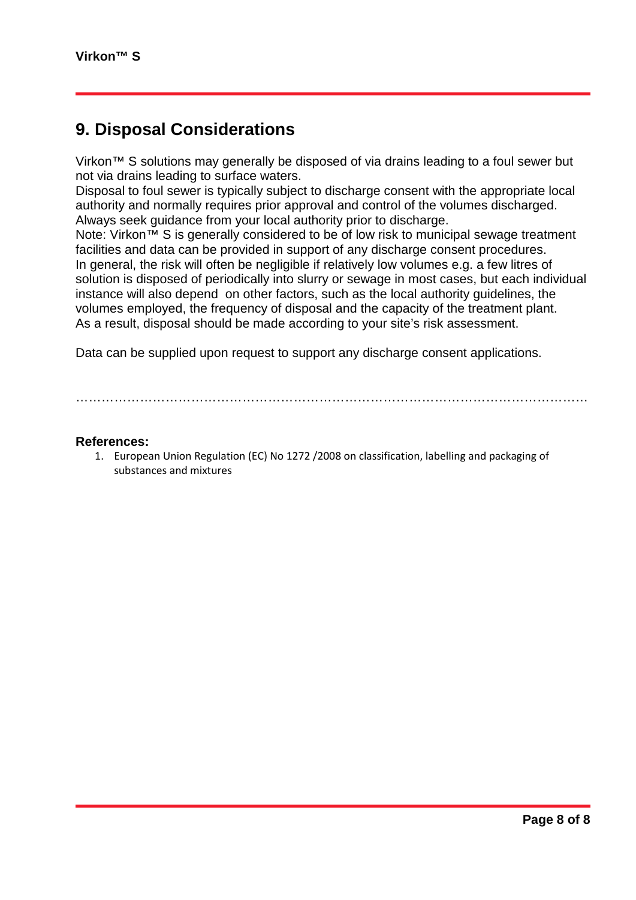## 9. Disposal Considerations

Virkon™ S solutions may generally be disposed of via drains leading to a foul sewer but not via drains leading to surface waters.
Disposal to foul sewer is typically subject to discharge consent with the appropriate local authority and normally requires prior approval and control of the volumes discharged. Always seek guidance from your local authority prior to discharge.
Note: Virkon™ S is generally considered to be of low risk to municipal sewage treatment facilities and data can be provided in support of any discharge consent procedures.
In general, the risk will often be negligible if relatively low volumes e.g. a few litres of solution is disposed of periodically into slurry or sewage in most cases, but each individual instance will also depend on other factors, such as the local authority guidelines, the volumes employed, the frequency of disposal and the capacity of the treatment plant.
As a result, disposal should be made according to your site's risk assessment.

Data can be supplied upon request to support any discharge consent applications.

…………………………………………………………………………………………………………

**References:**

1. European Union Regulation (EC) No 1272 /2008 on classification, labelling and packaging of substances and mixtures